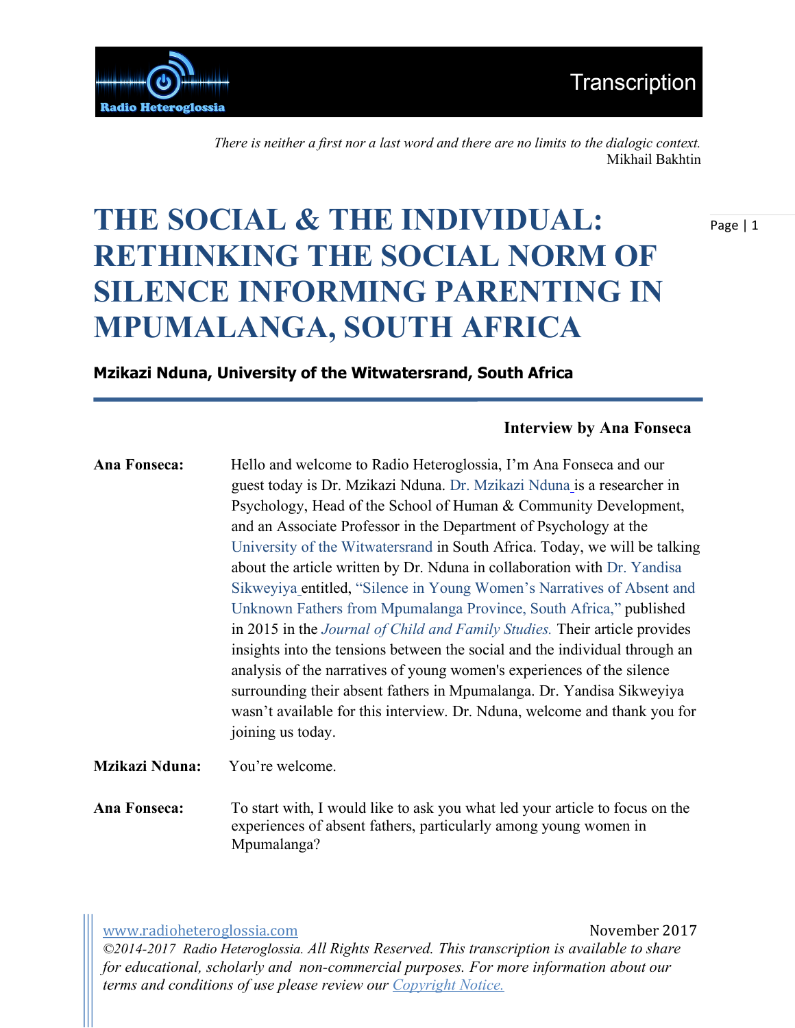*There is neither a first nor a last word and there are no limits to the dialogic context.*
Mikhail Bakhtin

# THE SOCIAL & THE INDIVIDUAL: RETHINKING THE SOCIAL NORM OF SILENCE INFORMING PARENTING IN MPUMALANGA, SOUTH AFRICA

**Mzikazi Nduna, University of the Witwatersrand, South Africa**

**Interview by Ana Fonseca**

**Ana Fonseca:** Hello and welcome to Radio Heteroglossia, I'm Ana Fonseca and our guest today is Dr. Mzikazi Nduna. Dr. Mzikazi Nduna is a researcher in Psychology, Head of the School of Human & Community Development, and an Associate Professor in the Department of Psychology at the University of the Witwatersrand in South Africa. Today, we will be talking about the article written by Dr. Nduna in collaboration with Dr. Yandisa Sikweyiya entitled, "Silence in Young Women's Narratives of Absent and Unknown Fathers from Mpumalanga Province, South Africa," published in 2015 in the *Journal of Child and Family Studies.* Their article provides insights into the tensions between the social and the individual through an analysis of the narratives of young women's experiences of the silence surrounding their absent fathers in Mpumalanga. Dr. Yandisa Sikweyiya wasn't available for this interview. Dr. Nduna, welcome and thank you for joining us today.

**Mzikazi Nduna:** You're welcome.

**Ana Fonseca:** To start with, I would like to ask you what led your article to focus on the experiences of absent fathers, particularly among young women in Mpumalanga?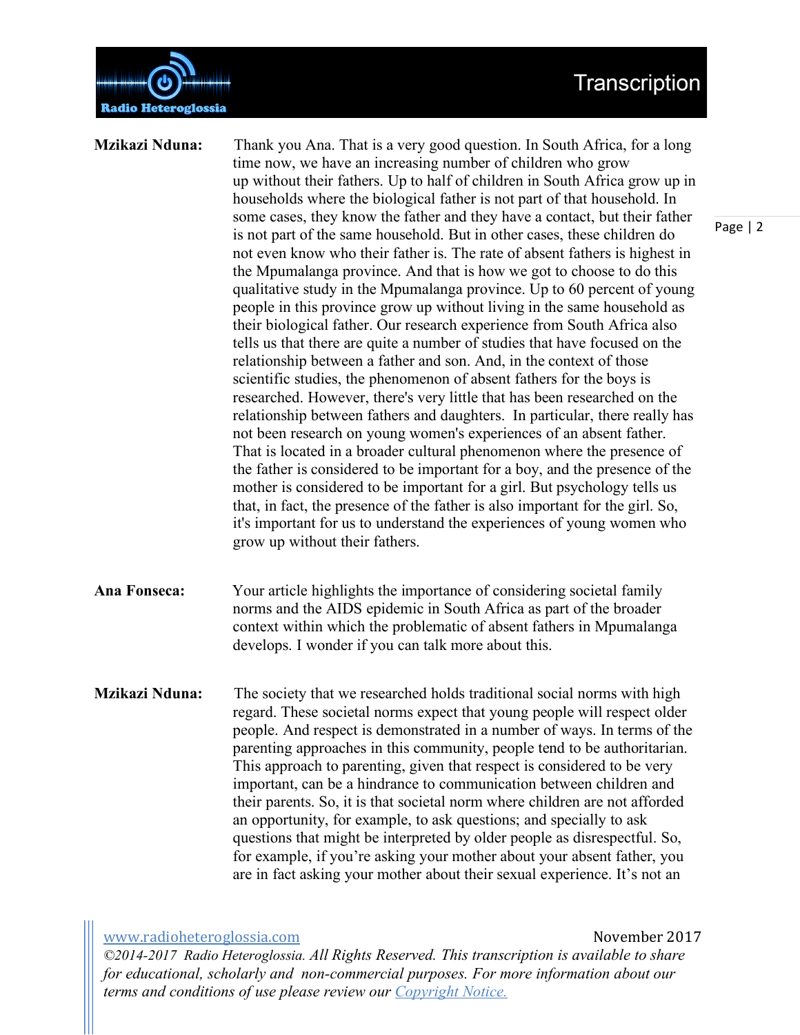**Mzikazi Nduna:** Thank you Ana. That is a very good question. In South Africa, for a long time now, we have an increasing number of children who grow up without their fathers. Up to half of children in South Africa grow up in households where the biological father is not part of that household. In some cases, they know the father and they have a contact, but their father is not part of the same household. But in other cases, these children do not even know who their father is. The rate of absent fathers is highest in the Mpumalanga province. And that is how we got to choose to do this qualitative study in the Mpumalanga province. Up to 60 percent of young people in this province grow up without living in the same household as their biological father. Our research experience from South Africa also tells us that there are quite a number of studies that have focused on the relationship between a father and son. And, in the context of those scientific studies, the phenomenon of absent fathers for the boys is researched. However, there's very little that has been researched on the relationship between fathers and daughters. In particular, there really has not been research on young women's experiences of an absent father. That is located in a broader cultural phenomenon where the presence of the father is considered to be important for a boy, and the presence of the mother is considered to be important for a girl. But psychology tells us that, in fact, the presence of the father is also important for the girl. So, it's important for us to understand the experiences of young women who grow up without their fathers.

**Ana Fonseca:** Your article highlights the importance of considering societal family norms and the AIDS epidemic in South Africa as part of the broader context within which the problematic of absent fathers in Mpumalanga develops. I wonder if you can talk more about this.

**Mzikazi Nduna:** The society that we researched holds traditional social norms with high regard. These societal norms expect that young people will respect older people. And respect is demonstrated in a number of ways. In terms of the parenting approaches in this community, people tend to be authoritarian. This approach to parenting, given that respect is considered to be very important, can be a hindrance to communication between children and their parents. So, it is that societal norm where children are not afforded an opportunity, for example, to ask questions; and specially to ask questions that might be interpreted by older people as disrespectful. So, for example, if you're asking your mother about your absent father, you are in fact asking your mother about their sexual experience. It's not an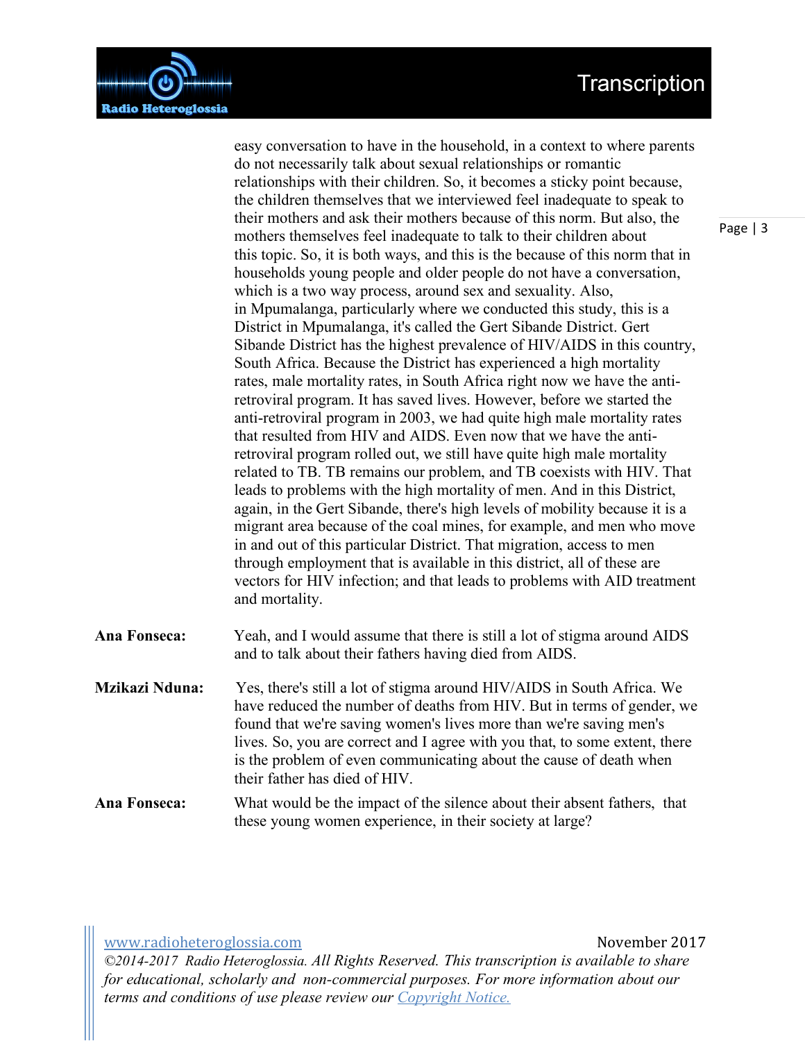easy conversation to have in the household, in a context to where parents do not necessarily talk about sexual relationships or romantic relationships with their children. So, it becomes a sticky point because, the children themselves that we interviewed feel inadequate to speak to their mothers and ask their mothers because of this norm. But also, the mothers themselves feel inadequate to talk to their children about this topic. So, it is both ways, and this is the because of this norm that in households young people and older people do not have a conversation, which is a two way process, around sex and sexuality. Also, in Mpumalanga, particularly where we conducted this study, this is a District in Mpumalanga, it's called the Gert Sibande District. Gert Sibande District has the highest prevalence of HIV/AIDS in this country, South Africa. Because the District has experienced a high mortality rates, male mortality rates, in South Africa right now we have the anti-retroviral program. It has saved lives. However, before we started the anti-retroviral program in 2003, we had quite high male mortality rates that resulted from HIV and AIDS. Even now that we have the anti-retroviral program rolled out, we still have quite high male mortality related to TB. TB remains our problem, and TB coexists with HIV. That leads to problems with the high mortality of men. And in this District, again, in the Gert Sibande, there's high levels of mobility because it is a migrant area because of the coal mines, for example, and men who move in and out of this particular District. That migration, access to men through employment that is available in this district, all of these are vectors for HIV infection; and that leads to problems with AID treatment and mortality.

**Ana Fonseca:** Yeah, and I would assume that there is still a lot of stigma around AIDS and to talk about their fathers having died from AIDS.

**Mzikazi Nduna:** Yes, there's still a lot of stigma around HIV/AIDS in South Africa. We have reduced the number of deaths from HIV. But in terms of gender, we found that we're saving women's lives more than we're saving men's lives. So, you are correct and I agree with you that, to some extent, there is the problem of even communicating about the cause of death when their father has died of HIV.

**Ana Fonseca:** What would be the impact of the silence about their absent fathers, that these young women experience, in their society at large?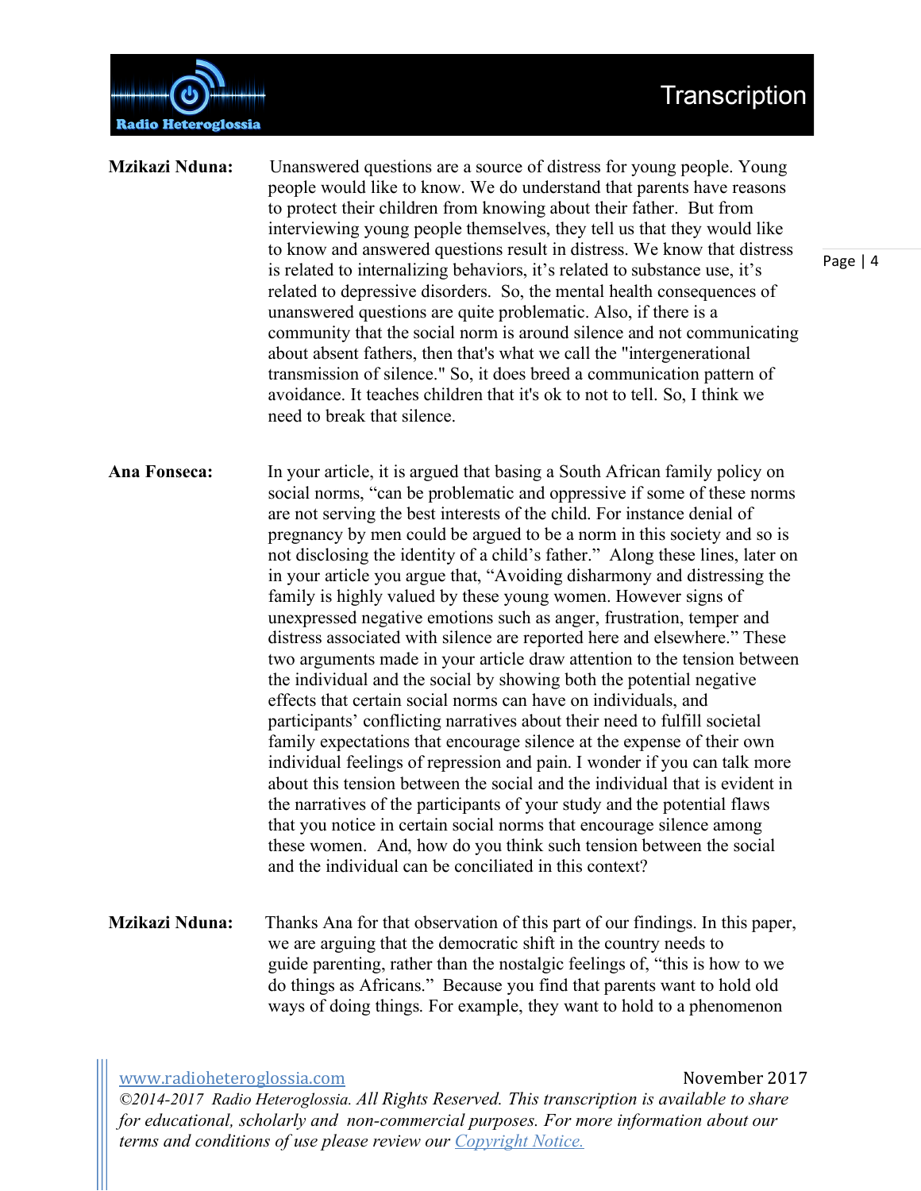**Mzikazi Nduna:** Unanswered questions are a source of distress for young people. Young people would like to know. We do understand that parents have reasons to protect their children from knowing about their father. But from interviewing young people themselves, they tell us that they would like to know and answered questions result in distress. We know that distress is related to internalizing behaviors, it's related to substance use, it's related to depressive disorders. So, the mental health consequences of unanswered questions are quite problematic. Also, if there is a community that the social norm is around silence and not communicating about absent fathers, then that's what we call the "intergenerational transmission of silence." So, it does breed a communication pattern of avoidance. It teaches children that it's ok to not to tell. So, I think we need to break that silence.

**Ana Fonseca:** In your article, it is argued that basing a South African family policy on social norms, "can be problematic and oppressive if some of these norms are not serving the best interests of the child. For instance denial of pregnancy by men could be argued to be a norm in this society and so is not disclosing the identity of a child's father." Along these lines, later on in your article you argue that, "Avoiding disharmony and distressing the family is highly valued by these young women. However signs of unexpressed negative emotions such as anger, frustration, temper and distress associated with silence are reported here and elsewhere." These two arguments made in your article draw attention to the tension between the individual and the social by showing both the potential negative effects that certain social norms can have on individuals, and participants' conflicting narratives about their need to fulfill societal family expectations that encourage silence at the expense of their own individual feelings of repression and pain. I wonder if you can talk more about this tension between the social and the individual that is evident in the narratives of the participants of your study and the potential flaws that you notice in certain social norms that encourage silence among these women. And, how do you think such tension between the social and the individual can be conciliated in this context?

**Mzikazi Nduna:** Thanks Ana for that observation of this part of our findings. In this paper, we are arguing that the democratic shift in the country needs to guide parenting, rather than the nostalgic feelings of, "this is how to we do things as Africans." Because you find that parents want to hold old ways of doing things. For example, they want to hold to a phenomenon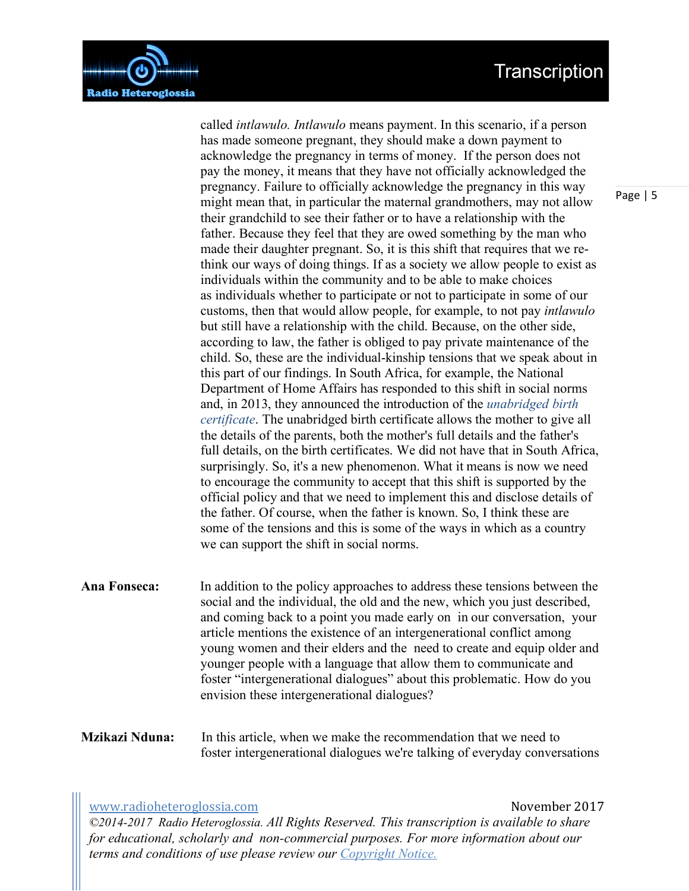called *intlawulo. Intlawulo* means payment. In this scenario, if a person has made someone pregnant, they should make a down payment to acknowledge the pregnancy in terms of money. If the person does not pay the money, it means that they have not officially acknowledged the pregnancy. Failure to officially acknowledge the pregnancy in this way might mean that, in particular the maternal grandmothers, may not allow their grandchild to see their father or to have a relationship with the father. Because they feel that they are owed something by the man who made their daughter pregnant. So, it is this shift that requires that we re-think our ways of doing things. If as a society we allow people to exist as individuals within the community and to be able to make choices as individuals whether to participate or not to participate in some of our customs, then that would allow people, for example, to not pay *intlawulo* but still have a relationship with the child. Because, on the other side, according to law, the father is obliged to pay private maintenance of the child. So, these are the individual-kinship tensions that we speak about in this part of our findings. In South Africa, for example, the National Department of Home Affairs has responded to this shift in social norms and, in 2013, they announced the introduction of the *unabridged birth certificate*. The unabridged birth certificate allows the mother to give all the details of the parents, both the mother's full details and the father's full details, on the birth certificates. We did not have that in South Africa, surprisingly. So, it's a new phenomenon. What it means is now we need to encourage the community to accept that this shift is supported by the official policy and that we need to implement this and disclose details of the father. Of course, when the father is known. So, I think these are some of the tensions and this is some of the ways in which as a country we can support the shift in social norms.

**Ana Fonseca:** In addition to the policy approaches to address these tensions between the social and the individual, the old and the new, which you just described, and coming back to a point you made early on in our conversation, your article mentions the existence of an intergenerational conflict among young women and their elders and the need to create and equip older and younger people with a language that allow them to communicate and foster "intergenerational dialogues" about this problematic. How do you envision these intergenerational dialogues?

**Mzikazi Nduna:** In this article, when we make the recommendation that we need to foster intergenerational dialogues we're talking of everyday conversations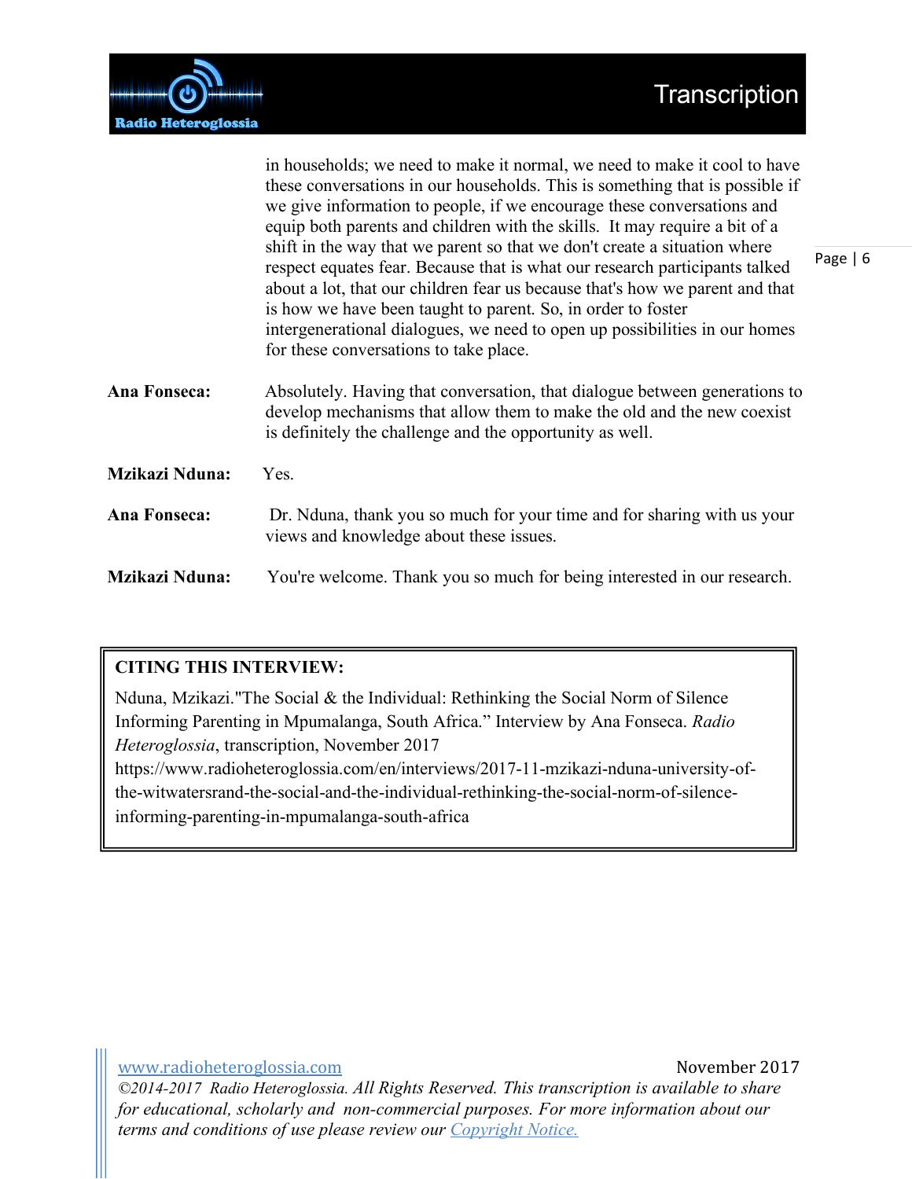in households; we need to make it normal, we need to make it cool to have these conversations in our households. This is something that is possible if we give information to people, if we encourage these conversations and equip both parents and children with the skills. It may require a bit of a shift in the way that we parent so that we don't create a situation where respect equates fear. Because that is what our research participants talked about a lot, that our children fear us because that's how we parent and that is how we have been taught to parent. So, in order to foster intergenerational dialogues, we need to open up possibilities in our homes for these conversations to take place.

**Ana Fonseca:** Absolutely. Having that conversation, that dialogue between generations to develop mechanisms that allow them to make the old and the new coexist is definitely the challenge and the opportunity as well.

**Mzikazi Nduna:** Yes.

**Ana Fonseca:** Dr. Nduna, thank you so much for your time and for sharing with us your views and knowledge about these issues.

**Mzikazi Nduna:** You're welcome. Thank you so much for being interested in our research.

**CITING THIS INTERVIEW:**

Nduna, Mzikazi."The Social & the Individual: Rethinking the Social Norm of Silence Informing Parenting in Mpumalanga, South Africa." Interview by Ana Fonseca. *Radio Heteroglossia*, transcription, November 2017 https://www.radioheteroglossia.com/en/interviews/2017-11-mzikazi-nduna-university-of-the-witwatersrand-the-social-and-the-individual-rethinking-the-social-norm-of-silence-informing-parenting-in-mpumalanga-south-africa

www.radioheteroglossia.com November 2017

*©2014-2017 Radio Heteroglossia. All Rights Reserved. This transcription is available to share for educational, scholarly and non-commercial purposes. For more information about our terms and conditions of use please review our Copyright Notice.*